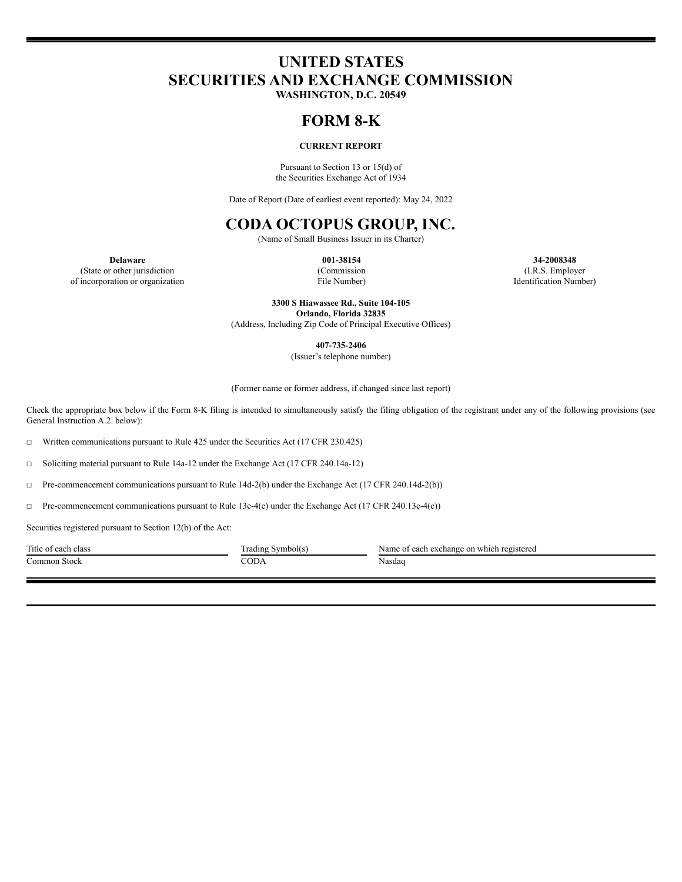# UNITED STATES
# SECURITIES AND EXCHANGE COMMISSION

**WASHINGTON, D.C. 20549**

# FORM 8-K

**CURRENT REPORT**

Pursuant to Section 13 or 15(d) of
the Securities Exchange Act of 1934

Date of Report (Date of earliest event reported): May 24, 2022

# CODA OCTOPUS GROUP, INC.

(Name of Small Business Issuer in its Charter)

| **Delaware** | **001-38154** | **34-2008348** |
|---|---|---|
| (State or other jurisdiction of incorporation or organization | (Commission File Number) | (I.R.S. Employer Identification Number) |

**3300 S Hiawassee Rd., Suite 104-105**
**Orlando, Florida 32835**
(Address, Including Zip Code of Principal Executive Offices)

**407-735-2406**
(Issuer's telephone number)

(Former name or former address, if changed since last report)

Check the appropriate box below if the Form 8-K filing is intended to simultaneously satisfy the filing obligation of the registrant under any of the following provisions (see General Instruction A.2. below):

□ Written communications pursuant to Rule 425 under the Securities Act (17 CFR 230.425)

□ Soliciting material pursuant to Rule 14a-12 under the Exchange Act (17 CFR 240.14a-12)

□ Pre-commencement communications pursuant to Rule 14d-2(b) under the Exchange Act (17 CFR 240.14d-2(b))

□ Pre-commencement communications pursuant to Rule 13e-4(c) under the Exchange Act (17 CFR 240.13e-4(c))

Securities registered pursuant to Section 12(b) of the Act:

| Title of each class | Trading Symbol(s) | Name of each exchange on which registered |
|---|---|---|
| Common Stock | CODA | Nasdaq |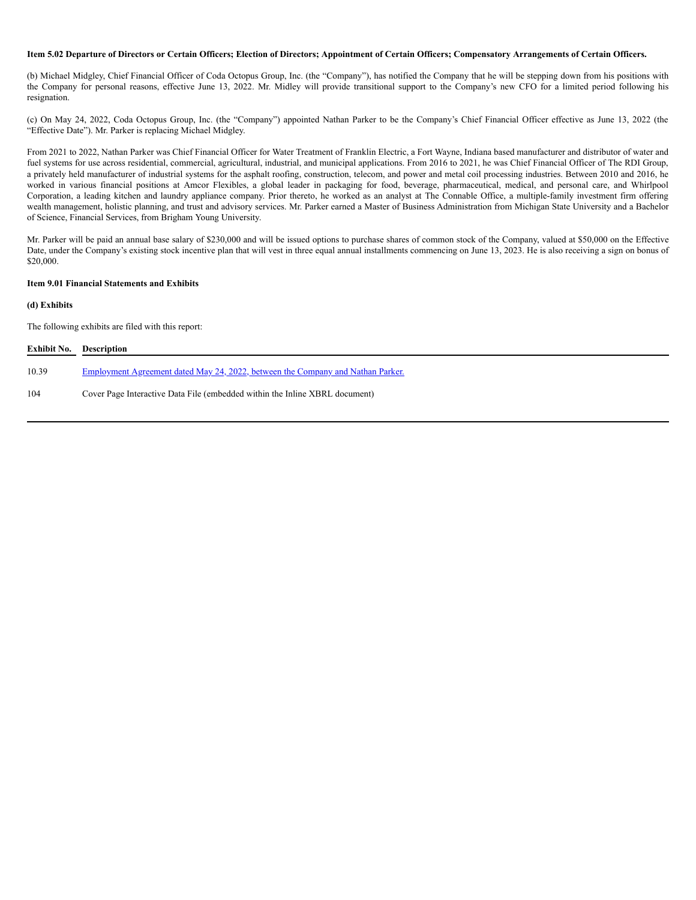**Item 5.02 Departure of Directors or Certain Officers; Election of Directors; Appointment of Certain Officers; Compensatory Arrangements of Certain Officers.**

(b) Michael Midgley, Chief Financial Officer of Coda Octopus Group, Inc. (the "Company"), has notified the Company that he will be stepping down from his positions with the Company for personal reasons, effective June 13, 2022. Mr. Midley will provide transitional support to the Company's new CFO for a limited period following his resignation.

(c) On May 24, 2022, Coda Octopus Group, Inc. (the "Company") appointed Nathan Parker to be the Company's Chief Financial Officer effective as June 13, 2022 (the "Effective Date"). Mr. Parker is replacing Michael Midgley.

From 2021 to 2022, Nathan Parker was Chief Financial Officer for Water Treatment of Franklin Electric, a Fort Wayne, Indiana based manufacturer and distributor of water and fuel systems for use across residential, commercial, agricultural, industrial, and municipal applications. From 2016 to 2021, he was Chief Financial Officer of The RDI Group, a privately held manufacturer of industrial systems for the asphalt roofing, construction, telecom, and power and metal coil processing industries. Between 2010 and 2016, he worked in various financial positions at Amcor Flexibles, a global leader in packaging for food, beverage, pharmaceutical, medical, and personal care, and Whirlpool Corporation, a leading kitchen and laundry appliance company. Prior thereto, he worked as an analyst at The Connable Office, a multiple-family investment firm offering wealth management, holistic planning, and trust and advisory services. Mr. Parker earned a Master of Business Administration from Michigan State University and a Bachelor of Science, Financial Services, from Brigham Young University.

Mr. Parker will be paid an annual base salary of $230,000 and will be issued options to purchase shares of common stock of the Company, valued at $50,000 on the Effective Date, under the Company's existing stock incentive plan that will vest in three equal annual installments commencing on June 13, 2023. He is also receiving a sign on bonus of $20,000.

**Item 9.01 Financial Statements and Exhibits**

**(d) Exhibits**

The following exhibits are filed with this report:

| Exhibit No. | Description |
|---|---|
| 10.39 | Employment Agreement dated May 24, 2022, between the Company and Nathan Parker. |
| 104 | Cover Page Interactive Data File (embedded within the Inline XBRL document) |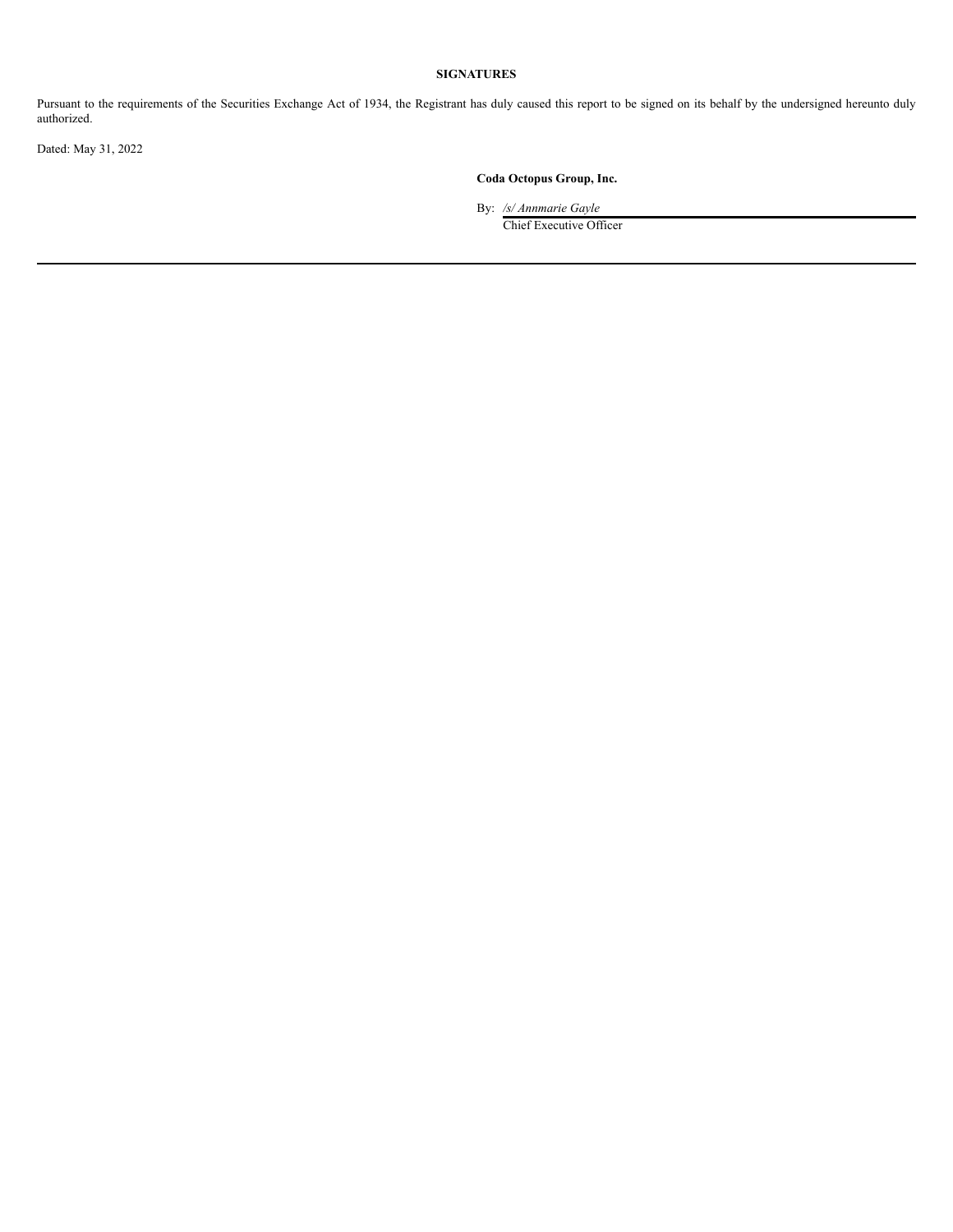**SIGNATURES**

Pursuant to the requirements of the Securities Exchange Act of 1934, the Registrant has duly caused this report to be signed on its behalf by the undersigned hereunto duly authorized.

Dated: May 31, 2022

**Coda Octopus Group, Inc.**

By: */s/ Annmarie Gayle*
Chief Executive Officer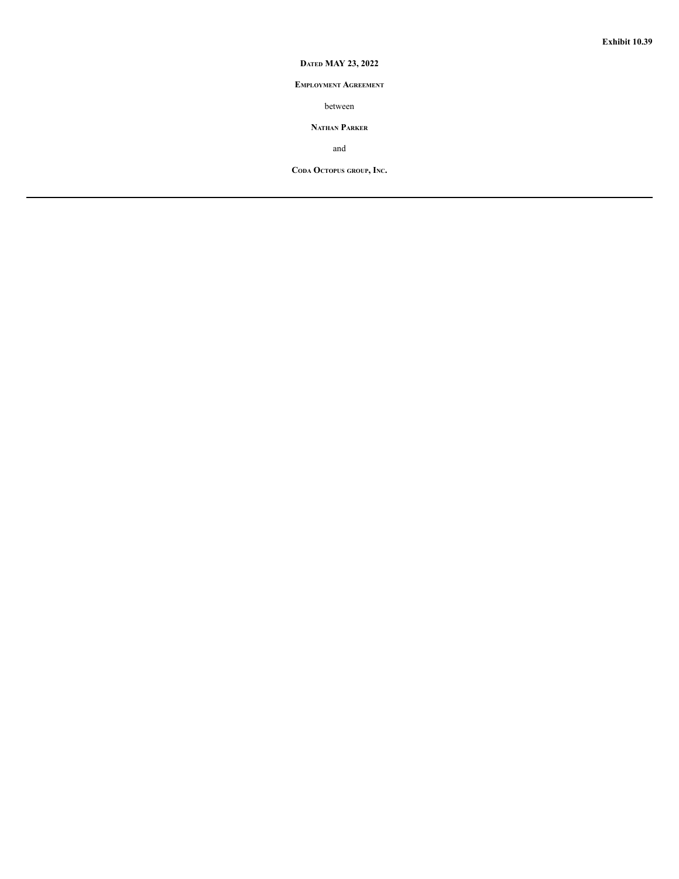**Exhibit 10.39**

**DATED MAY 23, 2022**

**EMPLOYMENT AGREEMENT**

between

**NATHAN PARKER**

and

**CODA OCTOPUS GROUP, INC.**

---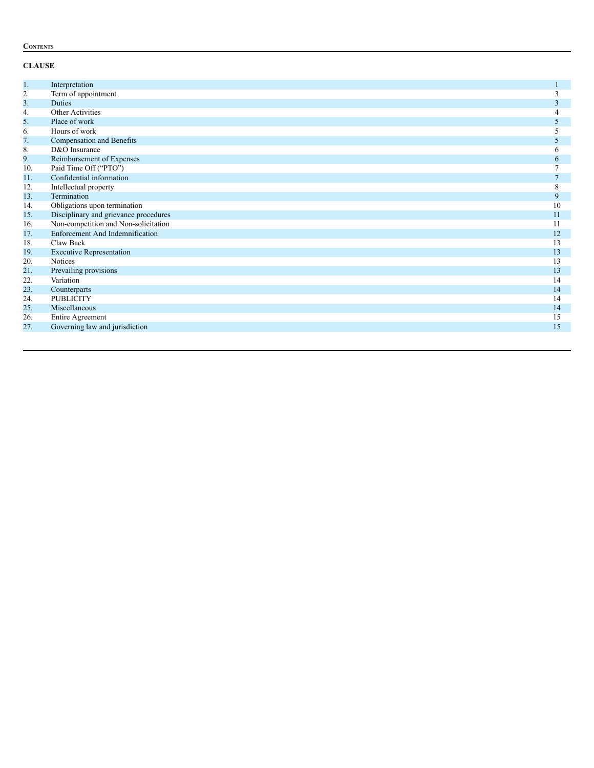**Contents**

**CLAUSE**

| | | |
|---|---|---|
| 1. | Interpretation | 1 |
| 2. | Term of appointment | 3 |
| 3. | Duties | 3 |
| 4. | Other Activities | 4 |
| 5. | Place of work | 5 |
| 6. | Hours of work | 5 |
| 7. | Compensation and Benefits | 5 |
| 8. | D&O Insurance | 6 |
| 9. | Reimbursement of Expenses | 6 |
| 10. | Paid Time Off (“PTO”) | 7 |
| 11. | Confidential information | 7 |
| 12. | Intellectual property | 8 |
| 13. | Termination | 9 |
| 14. | Obligations upon termination | 10 |
| 15. | Disciplinary and grievance procedures | 11 |
| 16. | Non-competition and Non-solicitation | 11 |
| 17. | Enforcement And Indemnification | 12 |
| 18. | Claw Back | 13 |
| 19. | Executive Representation | 13 |
| 20. | Notices | 13 |
| 21. | Prevailing provisions | 13 |
| 22. | Variation | 14 |
| 23. | Counterparts | 14 |
| 24. | PUBLICITY | 14 |
| 25. | Miscellaneous | 14 |
| 26. | Entire Agreement | 15 |
| 27. | Governing law and jurisdiction | 15 |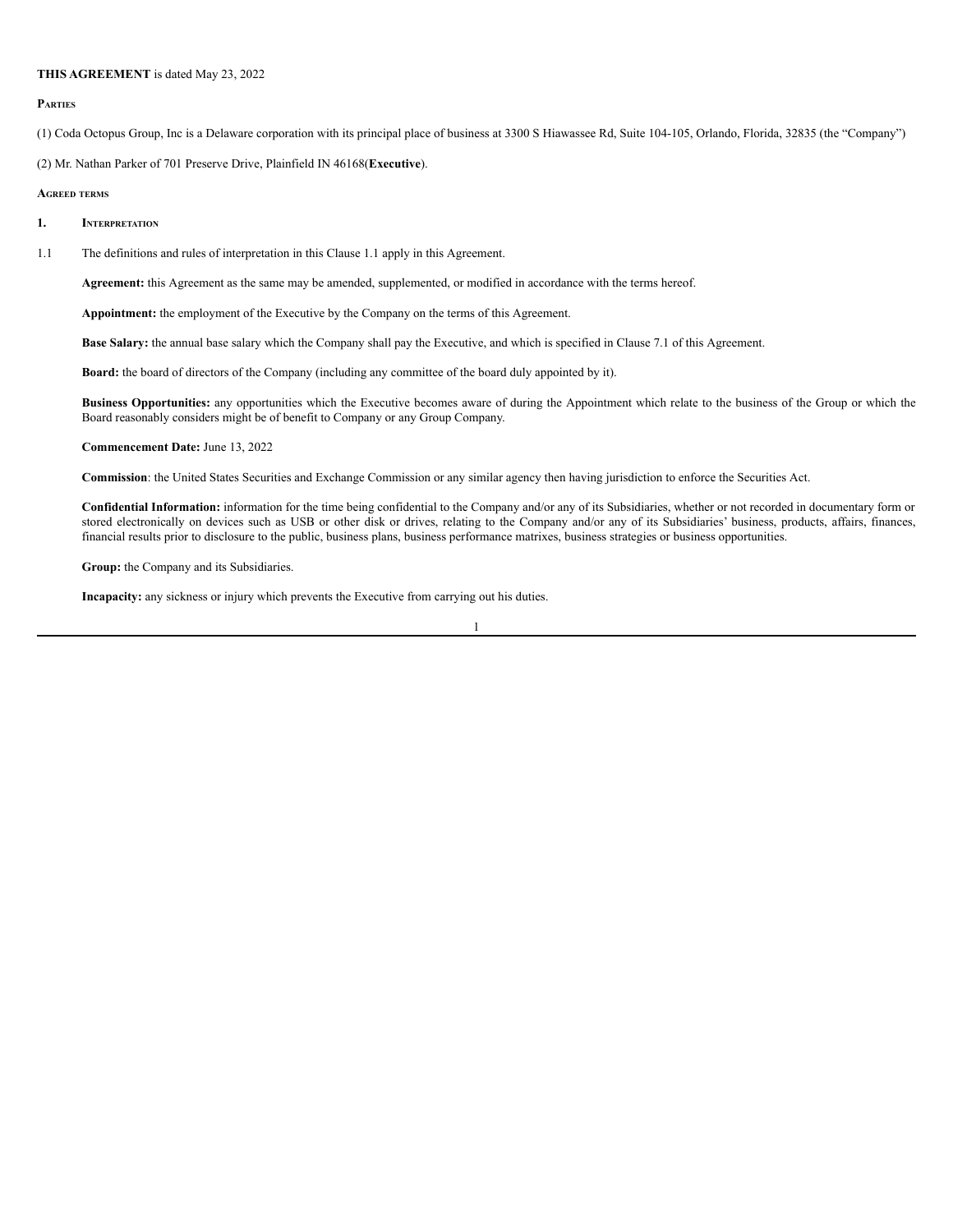**THIS AGREEMENT** is dated May 23, 2022

**PARTIES**

(1) Coda Octopus Group, Inc is a Delaware corporation with its principal place of business at 3300 S Hiawassee Rd, Suite 104-105, Orlando, Florida, 32835 (the "Company")

(2) Mr. Nathan Parker of 701 Preserve Drive, Plainfield IN 46168(**Executive**).

**AGREED TERMS**

**1. INTERPRETATION**

1.1 The definitions and rules of interpretation in this Clause 1.1 apply in this Agreement.

**Agreement:** this Agreement as the same may be amended, supplemented, or modified in accordance with the terms hereof.

**Appointment:** the employment of the Executive by the Company on the terms of this Agreement.

**Base Salary:** the annual base salary which the Company shall pay the Executive, and which is specified in Clause 7.1 of this Agreement.

**Board:** the board of directors of the Company (including any committee of the board duly appointed by it).

**Business Opportunities:** any opportunities which the Executive becomes aware of during the Appointment which relate to the business of the Group or which the Board reasonably considers might be of benefit to Company or any Group Company.

**Commencement Date:** June 13, 2022

**Commission**: the United States Securities and Exchange Commission or any similar agency then having jurisdiction to enforce the Securities Act.

**Confidential Information:** information for the time being confidential to the Company and/or any of its Subsidiaries, whether or not recorded in documentary form or stored electronically on devices such as USB or other disk or drives, relating to the Company and/or any of its Subsidiaries' business, products, affairs, finances, financial results prior to disclosure to the public, business plans, business performance matrixes, business strategies or business opportunities.

**Group:** the Company and its Subsidiaries.

**Incapacity:** any sickness or injury which prevents the Executive from carrying out his duties.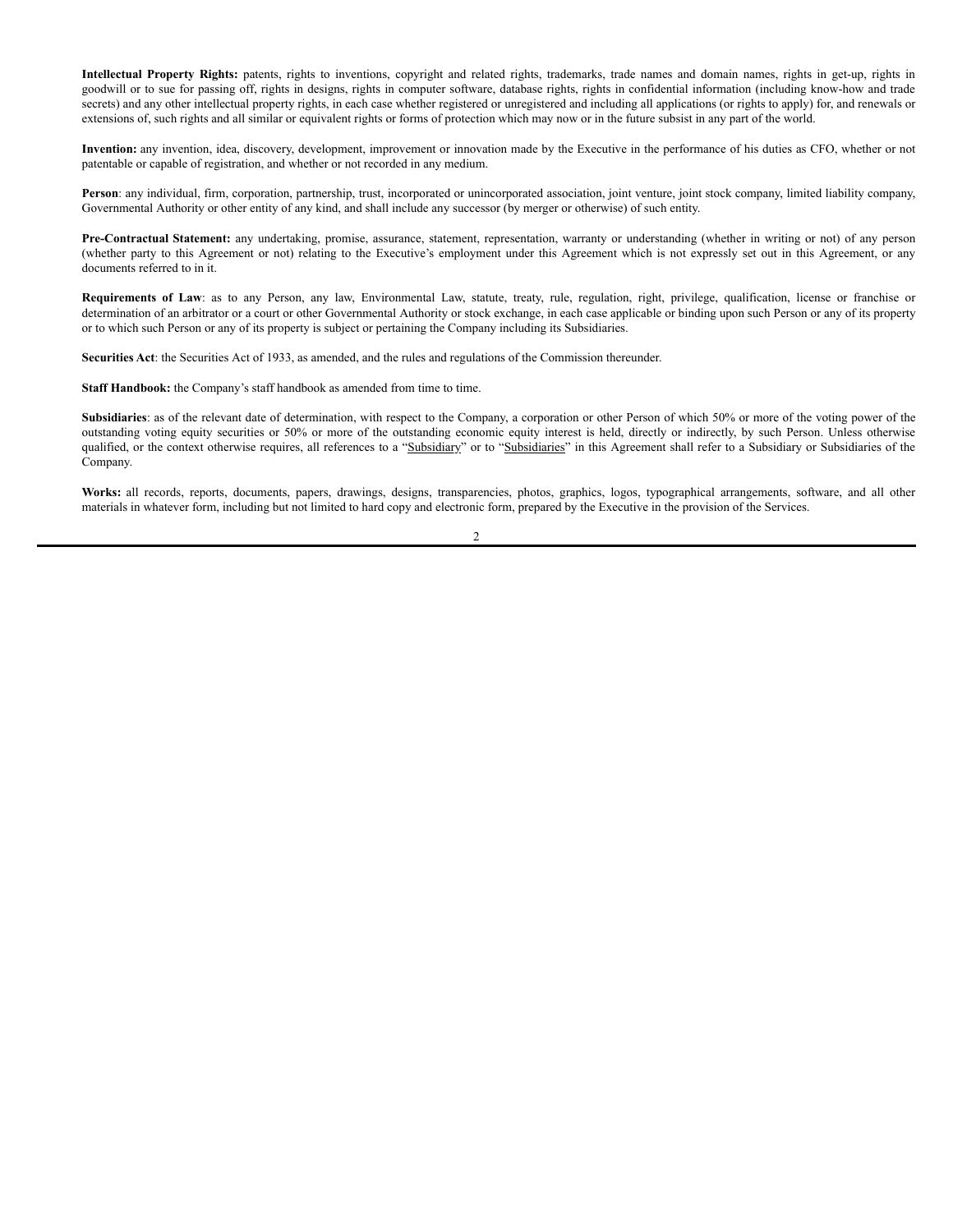**Intellectual Property Rights:** patents, rights to inventions, copyright and related rights, trademarks, trade names and domain names, rights in get-up, rights in goodwill or to sue for passing off, rights in designs, rights in computer software, database rights, rights in confidential information (including know-how and trade secrets) and any other intellectual property rights, in each case whether registered or unregistered and including all applications (or rights to apply) for, and renewals or extensions of, such rights and all similar or equivalent rights or forms of protection which may now or in the future subsist in any part of the world.

**Invention:** any invention, idea, discovery, development, improvement or innovation made by the Executive in the performance of his duties as CFO, whether or not patentable or capable of registration, and whether or not recorded in any medium.

**Person**: any individual, firm, corporation, partnership, trust, incorporated or unincorporated association, joint venture, joint stock company, limited liability company, Governmental Authority or other entity of any kind, and shall include any successor (by merger or otherwise) of such entity.

**Pre-Contractual Statement:** any undertaking, promise, assurance, statement, representation, warranty or understanding (whether in writing or not) of any person (whether party to this Agreement or not) relating to the Executive's employment under this Agreement which is not expressly set out in this Agreement, or any documents referred to in it.

**Requirements of Law**: as to any Person, any law, Environmental Law, statute, treaty, rule, regulation, right, privilege, qualification, license or franchise or determination of an arbitrator or a court or other Governmental Authority or stock exchange, in each case applicable or binding upon such Person or any of its property or to which such Person or any of its property is subject or pertaining the Company including its Subsidiaries.

**Securities Act**: the Securities Act of 1933, as amended, and the rules and regulations of the Commission thereunder.

**Staff Handbook:** the Company's staff handbook as amended from time to time.

**Subsidiaries**: as of the relevant date of determination, with respect to the Company, a corporation or other Person of which 50% or more of the voting power of the outstanding voting equity securities or 50% or more of the outstanding economic equity interest is held, directly or indirectly, by such Person. Unless otherwise qualified, or the context otherwise requires, all references to a "Subsidiary" or to "Subsidiaries" in this Agreement shall refer to a Subsidiary or Subsidiaries of the Company.

**Works:** all records, reports, documents, papers, drawings, designs, transparencies, photos, graphics, logos, typographical arrangements, software, and all other materials in whatever form, including but not limited to hard copy and electronic form, prepared by the Executive in the provision of the Services.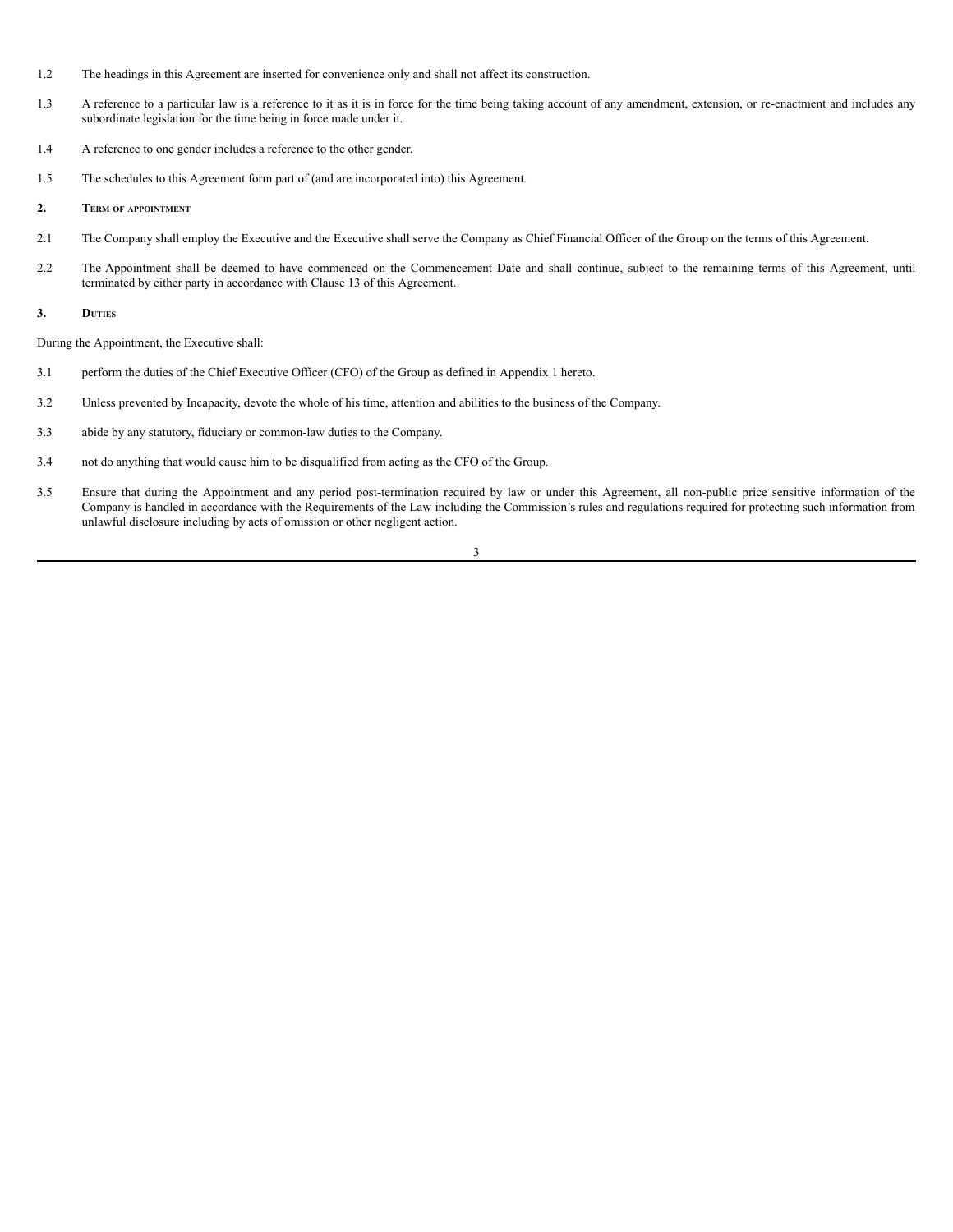1.2 The headings in this Agreement are inserted for convenience only and shall not affect its construction.

1.3 A reference to a particular law is a reference to it as it is in force for the time being taking account of any amendment, extension, or re-enactment and includes any subordinate legislation for the time being in force made under it.

1.4 A reference to one gender includes a reference to the other gender.

1.5 The schedules to this Agreement form part of (and are incorporated into) this Agreement.

**2. TERM OF APPOINTMENT**

2.1 The Company shall employ the Executive and the Executive shall serve the Company as Chief Financial Officer of the Group on the terms of this Agreement.

2.2 The Appointment shall be deemed to have commenced on the Commencement Date and shall continue, subject to the remaining terms of this Agreement, until terminated by either party in accordance with Clause 13 of this Agreement.

**3. DUTIES**

During the Appointment, the Executive shall:

3.1 perform the duties of the Chief Executive Officer (CFO) of the Group as defined in Appendix 1 hereto.

3.2 Unless prevented by Incapacity, devote the whole of his time, attention and abilities to the business of the Company.

3.3 abide by any statutory, fiduciary or common-law duties to the Company.

3.4 not do anything that would cause him to be disqualified from acting as the CFO of the Group.

3.5 Ensure that during the Appointment and any period post-termination required by law or under this Agreement, all non-public price sensitive information of the Company is handled in accordance with the Requirements of the Law including the Commission's rules and regulations required for protecting such information from unlawful disclosure including by acts of omission or other negligent action.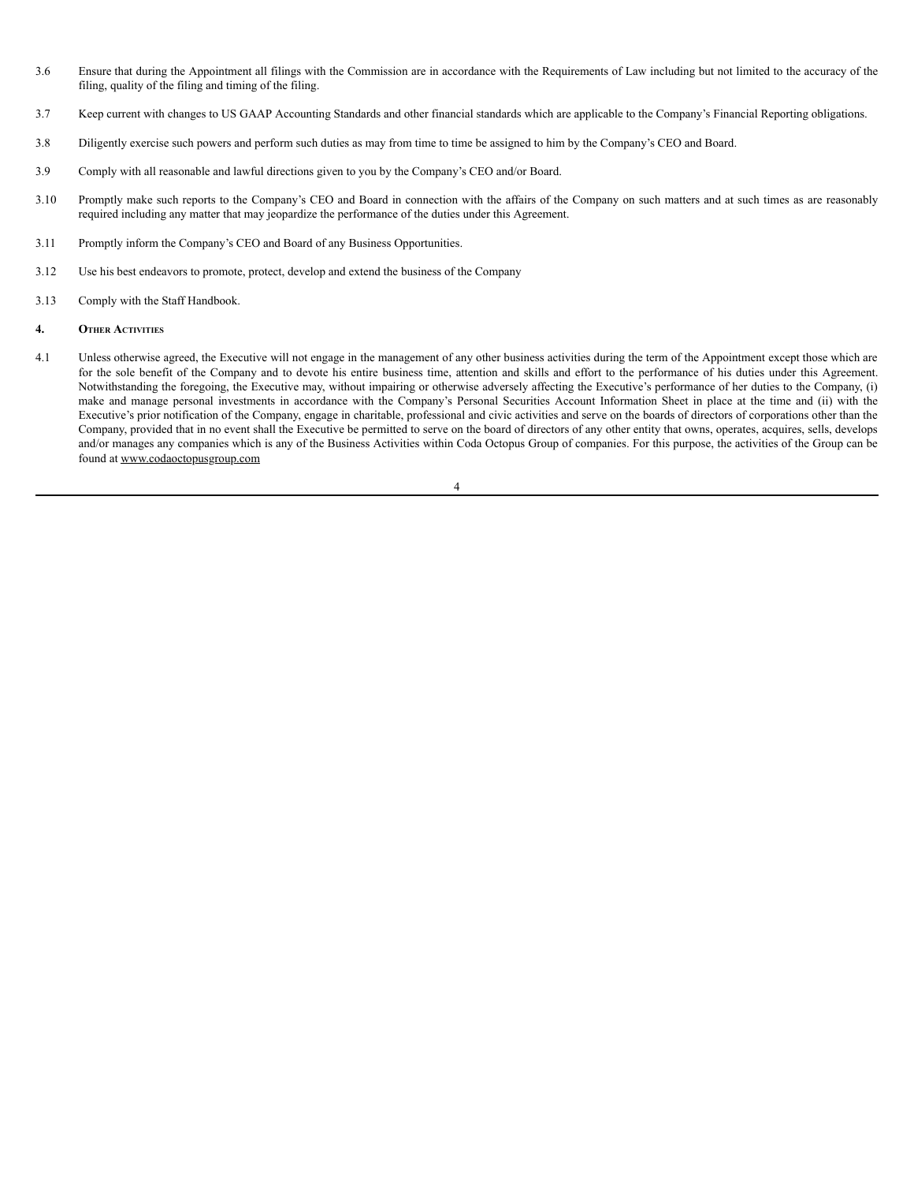3.6 Ensure that during the Appointment all filings with the Commission are in accordance with the Requirements of Law including but not limited to the accuracy of the filing, quality of the filing and timing of the filing.

3.7 Keep current with changes to US GAAP Accounting Standards and other financial standards which are applicable to the Company's Financial Reporting obligations.

3.8 Diligently exercise such powers and perform such duties as may from time to time be assigned to him by the Company's CEO and Board.

3.9 Comply with all reasonable and lawful directions given to you by the Company's CEO and/or Board.

3.10 Promptly make such reports to the Company's CEO and Board in connection with the affairs of the Company on such matters and at such times as are reasonably required including any matter that may jeopardize the performance of the duties under this Agreement.

3.11 Promptly inform the Company's CEO and Board of any Business Opportunities.

3.12 Use his best endeavors to promote, protect, develop and extend the business of the Company

3.13 Comply with the Staff Handbook.

## 4. Other Activities

4.1 Unless otherwise agreed, the Executive will not engage in the management of any other business activities during the term of the Appointment except those which are for the sole benefit of the Company and to devote his entire business time, attention and skills and effort to the performance of his duties under this Agreement. Notwithstanding the foregoing, the Executive may, without impairing or otherwise adversely affecting the Executive's performance of her duties to the Company, (i) make and manage personal investments in accordance with the Company's Personal Securities Account Information Sheet in place at the time and (ii) with the Executive's prior notification of the Company, engage in charitable, professional and civic activities and serve on the boards of directors of corporations other than the Company, provided that in no event shall the Executive be permitted to serve on the board of directors of any other entity that owns, operates, acquires, sells, develops and/or manages any companies which is any of the Business Activities within Coda Octopus Group of companies. For this purpose, the activities of the Group can be found at www.codaoctopusgroup.com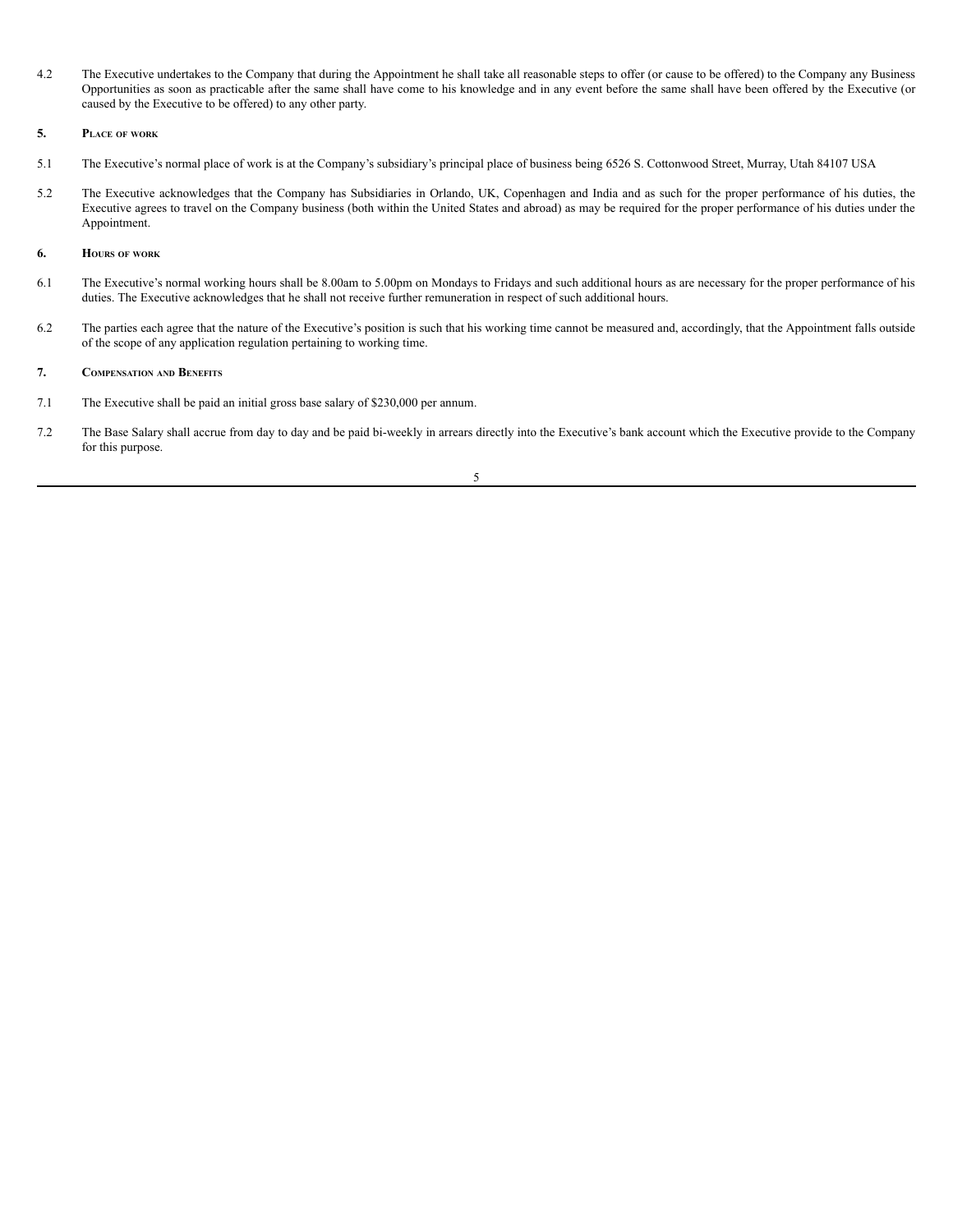4.2 The Executive undertakes to the Company that during the Appointment he shall take all reasonable steps to offer (or cause to be offered) to the Company any Business Opportunities as soon as practicable after the same shall have come to his knowledge and in any event before the same shall have been offered by the Executive (or caused by the Executive to be offered) to any other party.

## 5. Place of work

5.1 The Executive's normal place of work is at the Company's subsidiary's principal place of business being 6526 S. Cottonwood Street, Murray, Utah 84107 USA

5.2 The Executive acknowledges that the Company has Subsidiaries in Orlando, UK, Copenhagen and India and as such for the proper performance of his duties, the Executive agrees to travel on the Company business (both within the United States and abroad) as may be required for the proper performance of his duties under the Appointment.

## 6. Hours of work

6.1 The Executive's normal working hours shall be 8.00am to 5.00pm on Mondays to Fridays and such additional hours as are necessary for the proper performance of his duties. The Executive acknowledges that he shall not receive further remuneration in respect of such additional hours.

6.2 The parties each agree that the nature of the Executive's position is such that his working time cannot be measured and, accordingly, that the Appointment falls outside of the scope of any application regulation pertaining to working time.

## 7. Compensation and Benefits

7.1 The Executive shall be paid an initial gross base salary of $230,000 per annum.

7.2 The Base Salary shall accrue from day to day and be paid bi-weekly in arrears directly into the Executive's bank account which the Executive provide to the Company for this purpose.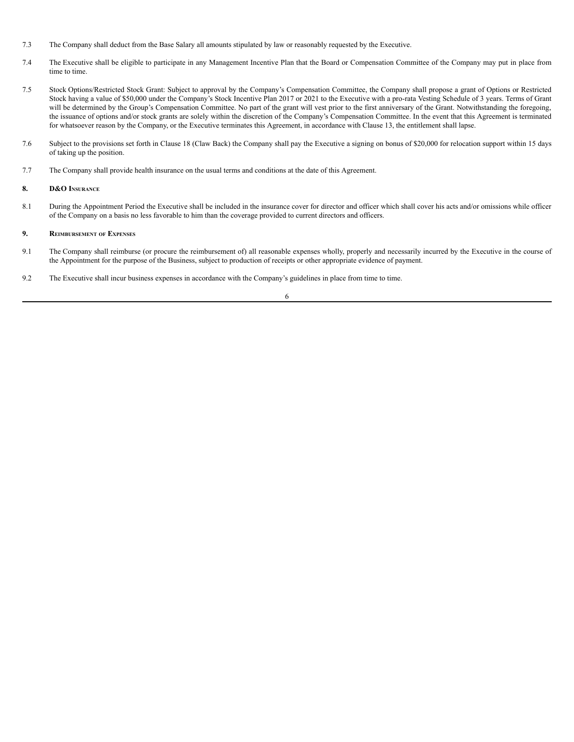7.3 The Company shall deduct from the Base Salary all amounts stipulated by law or reasonably requested by the Executive.

7.4 The Executive shall be eligible to participate in any Management Incentive Plan that the Board or Compensation Committee of the Company may put in place from time to time.

7.5 Stock Options/Restricted Stock Grant: Subject to approval by the Company's Compensation Committee, the Company shall propose a grant of Options or Restricted Stock having a value of $50,000 under the Company's Stock Incentive Plan 2017 or 2021 to the Executive with a pro-rata Vesting Schedule of 3 years. Terms of Grant will be determined by the Group's Compensation Committee. No part of the grant will vest prior to the first anniversary of the Grant. Notwithstanding the foregoing, the issuance of options and/or stock grants are solely within the discretion of the Company's Compensation Committee. In the event that this Agreement is terminated for whatsoever reason by the Company, or the Executive terminates this Agreement, in accordance with Clause 13, the entitlement shall lapse.

7.6 Subject to the provisions set forth in Clause 18 (Claw Back) the Company shall pay the Executive a signing on bonus of $20,000 for relocation support within 15 days of taking up the position.

7.7 The Company shall provide health insurance on the usual terms and conditions at the date of this Agreement.

## 8. D&O Insurance

8.1 During the Appointment Period the Executive shall be included in the insurance cover for director and officer which shall cover his acts and/or omissions while officer of the Company on a basis no less favorable to him than the coverage provided to current directors and officers.

## 9. Reimbursement of Expenses

9.1 The Company shall reimburse (or procure the reimbursement of) all reasonable expenses wholly, properly and necessarily incurred by the Executive in the course of the Appointment for the purpose of the Business, subject to production of receipts or other appropriate evidence of payment.

9.2 The Executive shall incur business expenses in accordance with the Company's guidelines in place from time to time.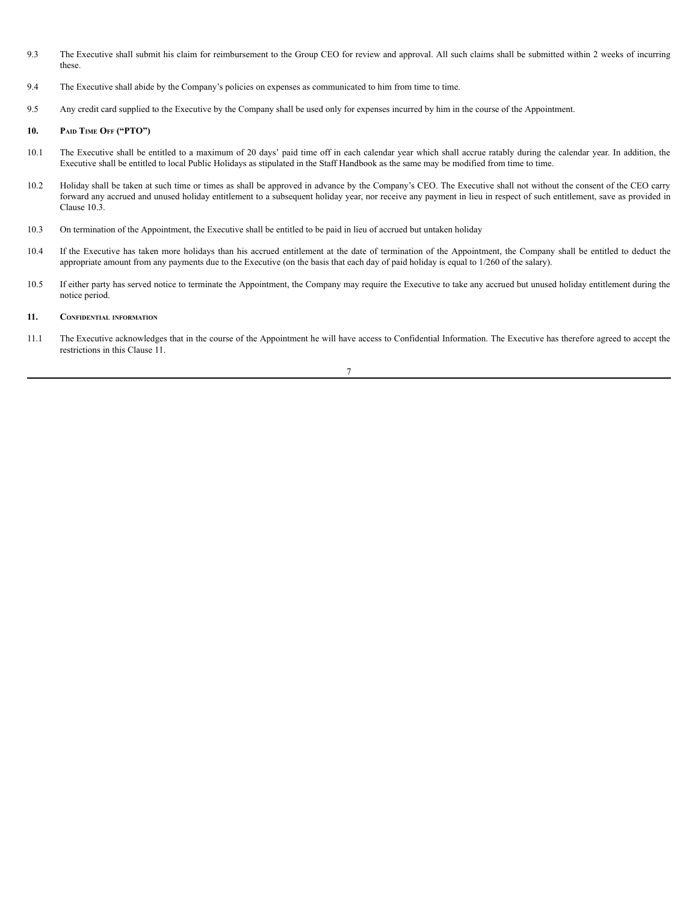9.3 The Executive shall submit his claim for reimbursement to the Group CEO for review and approval. All such claims shall be submitted within 2 weeks of incurring these.

9.4 The Executive shall abide by the Company's policies on expenses as communicated to him from time to time.

9.5 Any credit card supplied to the Executive by the Company shall be used only for expenses incurred by him in the course of the Appointment.

**10. PAID TIME OFF ("PTO")**

10.1 The Executive shall be entitled to a maximum of 20 days' paid time off in each calendar year which shall accrue ratably during the calendar year. In addition, the Executive shall be entitled to local Public Holidays as stipulated in the Staff Handbook as the same may be modified from time to time.

10.2 Holiday shall be taken at such time or times as shall be approved in advance by the Company's CEO. The Executive shall not without the consent of the CEO carry forward any accrued and unused holiday entitlement to a subsequent holiday year, nor receive any payment in lieu in respect of such entitlement, save as provided in Clause 10.3.

10.3 On termination of the Appointment, the Executive shall be entitled to be paid in lieu of accrued but untaken holiday

10.4 If the Executive has taken more holidays than his accrued entitlement at the date of termination of the Appointment, the Company shall be entitled to deduct the appropriate amount from any payments due to the Executive (on the basis that each day of paid holiday is equal to 1/260 of the salary).

10.5 If either party has served notice to terminate the Appointment, the Company may require the Executive to take any accrued but unused holiday entitlement during the notice period.

**11. CONFIDENTIAL INFORMATION**

11.1 The Executive acknowledges that in the course of the Appointment he will have access to Confidential Information. The Executive has therefore agreed to accept the restrictions in this Clause 11.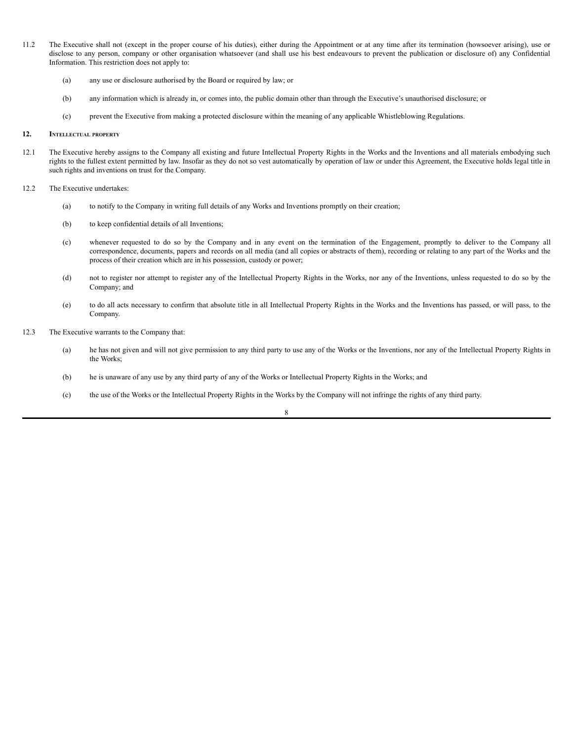11.2 The Executive shall not (except in the proper course of his duties), either during the Appointment or at any time after its termination (howsoever arising), use or disclose to any person, company or other organisation whatsoever (and shall use his best endeavours to prevent the publication or disclosure of) any Confidential Information. This restriction does not apply to:

(a) any use or disclosure authorised by the Board or required by law; or

(b) any information which is already in, or comes into, the public domain other than through the Executive's unauthorised disclosure; or

(c) prevent the Executive from making a protected disclosure within the meaning of any applicable Whistleblowing Regulations.

## 12. Intellectual property

12.1 The Executive hereby assigns to the Company all existing and future Intellectual Property Rights in the Works and the Inventions and all materials embodying such rights to the fullest extent permitted by law. Insofar as they do not so vest automatically by operation of law or under this Agreement, the Executive holds legal title in such rights and inventions on trust for the Company.

12.2 The Executive undertakes:

(a) to notify to the Company in writing full details of any Works and Inventions promptly on their creation;

(b) to keep confidential details of all Inventions;

(c) whenever requested to do so by the Company and in any event on the termination of the Engagement, promptly to deliver to the Company all correspondence, documents, papers and records on all media (and all copies or abstracts of them), recording or relating to any part of the Works and the process of their creation which are in his possession, custody or power;

(d) not to register nor attempt to register any of the Intellectual Property Rights in the Works, nor any of the Inventions, unless requested to do so by the Company; and

(e) to do all acts necessary to confirm that absolute title in all Intellectual Property Rights in the Works and the Inventions has passed, or will pass, to the Company.

12.3 The Executive warrants to the Company that:

(a) he has not given and will not give permission to any third party to use any of the Works or the Inventions, nor any of the Intellectual Property Rights in the Works;

(b) he is unaware of any use by any third party of any of the Works or Intellectual Property Rights in the Works; and

(c) the use of the Works or the Intellectual Property Rights in the Works by the Company will not infringe the rights of any third party.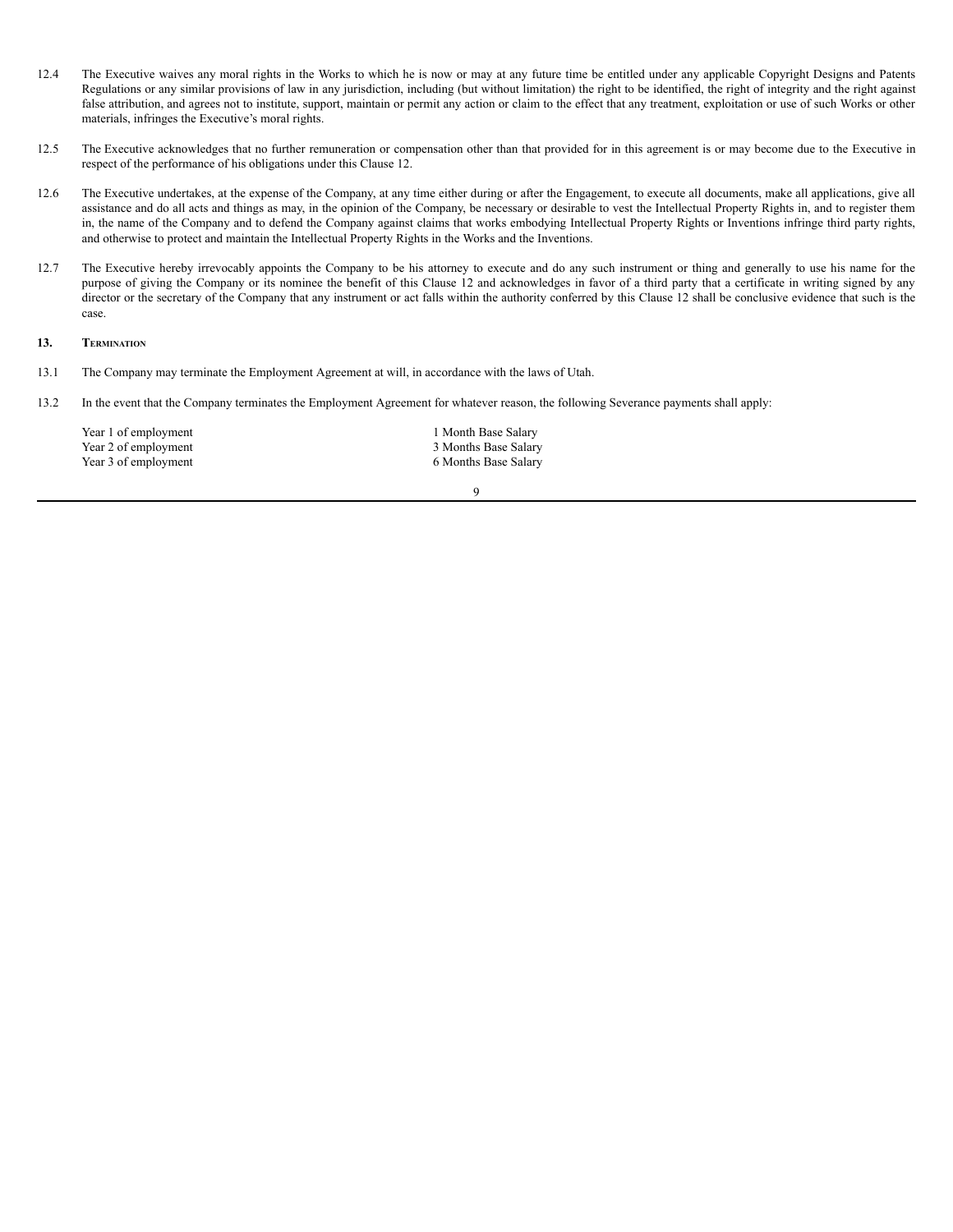12.4 The Executive waives any moral rights in the Works to which he is now or may at any future time be entitled under any applicable Copyright Designs and Patents Regulations or any similar provisions of law in any jurisdiction, including (but without limitation) the right to be identified, the right of integrity and the right against false attribution, and agrees not to institute, support, maintain or permit any action or claim to the effect that any treatment, exploitation or use of such Works or other materials, infringes the Executive's moral rights.

12.5 The Executive acknowledges that no further remuneration or compensation other than that provided for in this agreement is or may become due to the Executive in respect of the performance of his obligations under this Clause 12.

12.6 The Executive undertakes, at the expense of the Company, at any time either during or after the Engagement, to execute all documents, make all applications, give all assistance and do all acts and things as may, in the opinion of the Company, be necessary or desirable to vest the Intellectual Property Rights in, and to register them in, the name of the Company and to defend the Company against claims that works embodying Intellectual Property Rights or Inventions infringe third party rights, and otherwise to protect and maintain the Intellectual Property Rights in the Works and the Inventions.

12.7 The Executive hereby irrevocably appoints the Company to be his attorney to execute and do any such instrument or thing and generally to use his name for the purpose of giving the Company or its nominee the benefit of this Clause 12 and acknowledges in favor of a third party that a certificate in writing signed by any director or the secretary of the Company that any instrument or act falls within the authority conferred by this Clause 12 shall be conclusive evidence that such is the case.

## 13. Termination

13.1 The Company may terminate the Employment Agreement at will, in accordance with the laws of Utah.

13.2 In the event that the Company terminates the Employment Agreement for whatever reason, the following Severance payments shall apply:

| | |
|---|---|
| Year 1 of employment | 1 Month Base Salary |
| Year 2 of employment | 3 Months Base Salary |
| Year 3 of employment | 6 Months Base Salary |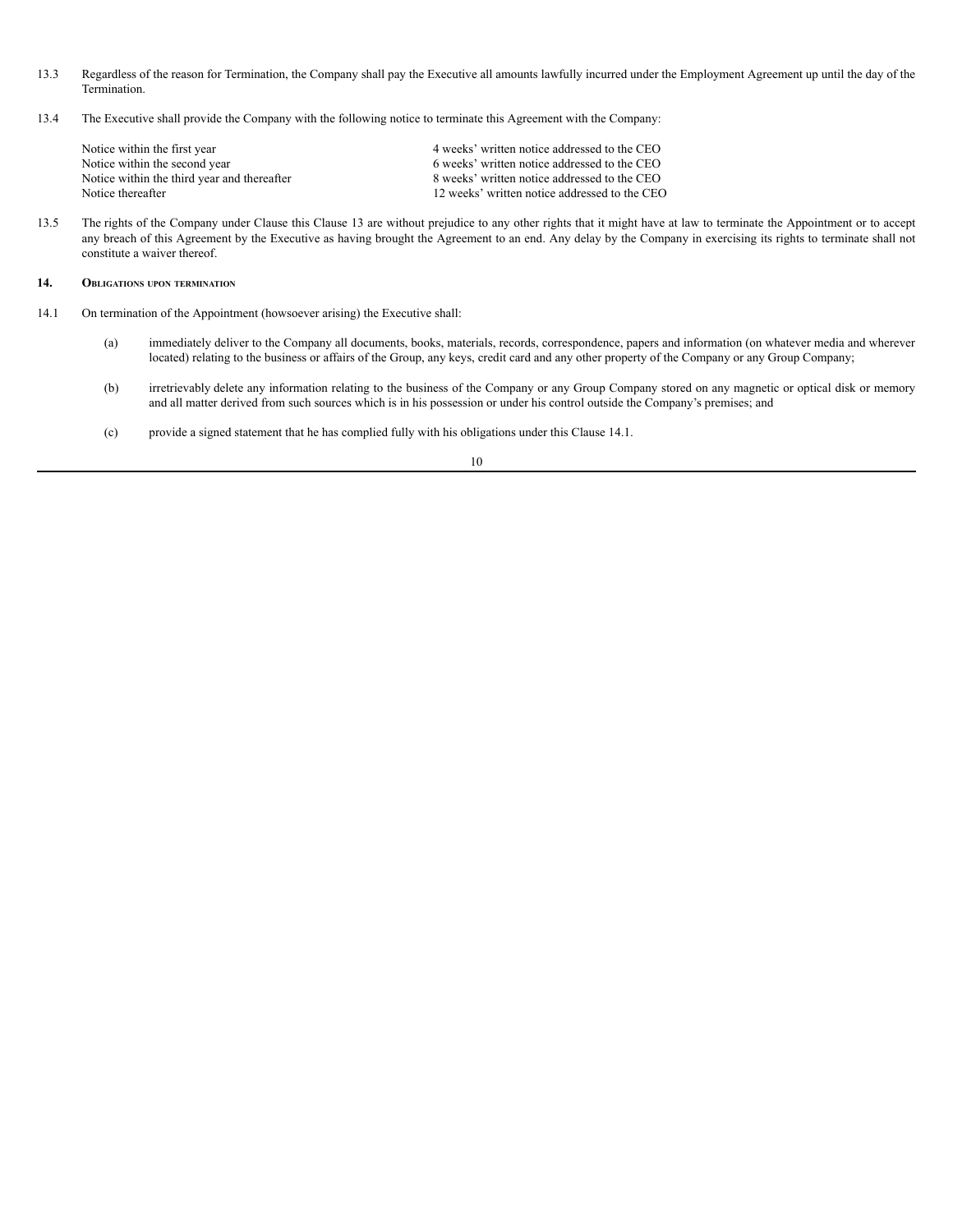13.3 Regardless of the reason for Termination, the Company shall pay the Executive all amounts lawfully incurred under the Employment Agreement up until the day of the Termination.

13.4 The Executive shall provide the Company with the following notice to terminate this Agreement with the Company:

| | |
|---|---|
| Notice within the first year | 4 weeks' written notice addressed to the CEO |
| Notice within the second year | 6 weeks' written notice addressed to the CEO |
| Notice within the third year and thereafter | 8 weeks' written notice addressed to the CEO |
| Notice thereafter | 12 weeks' written notice addressed to the CEO |

13.5 The rights of the Company under Clause this Clause 13 are without prejudice to any other rights that it might have at law to terminate the Appointment or to accept any breach of this Agreement by the Executive as having brought the Agreement to an end. Any delay by the Company in exercising its rights to terminate shall not constitute a waiver thereof.

## 14. Obligations upon termination

14.1 On termination of the Appointment (howsoever arising) the Executive shall:

(a) immediately deliver to the Company all documents, books, materials, records, correspondence, papers and information (on whatever media and wherever located) relating to the business or affairs of the Group, any keys, credit card and any other property of the Company or any Group Company;

(b) irretrievably delete any information relating to the business of the Company or any Group Company stored on any magnetic or optical disk or memory and all matter derived from such sources which is in his possession or under his control outside the Company's premises; and

(c) provide a signed statement that he has complied fully with his obligations under this Clause 14.1.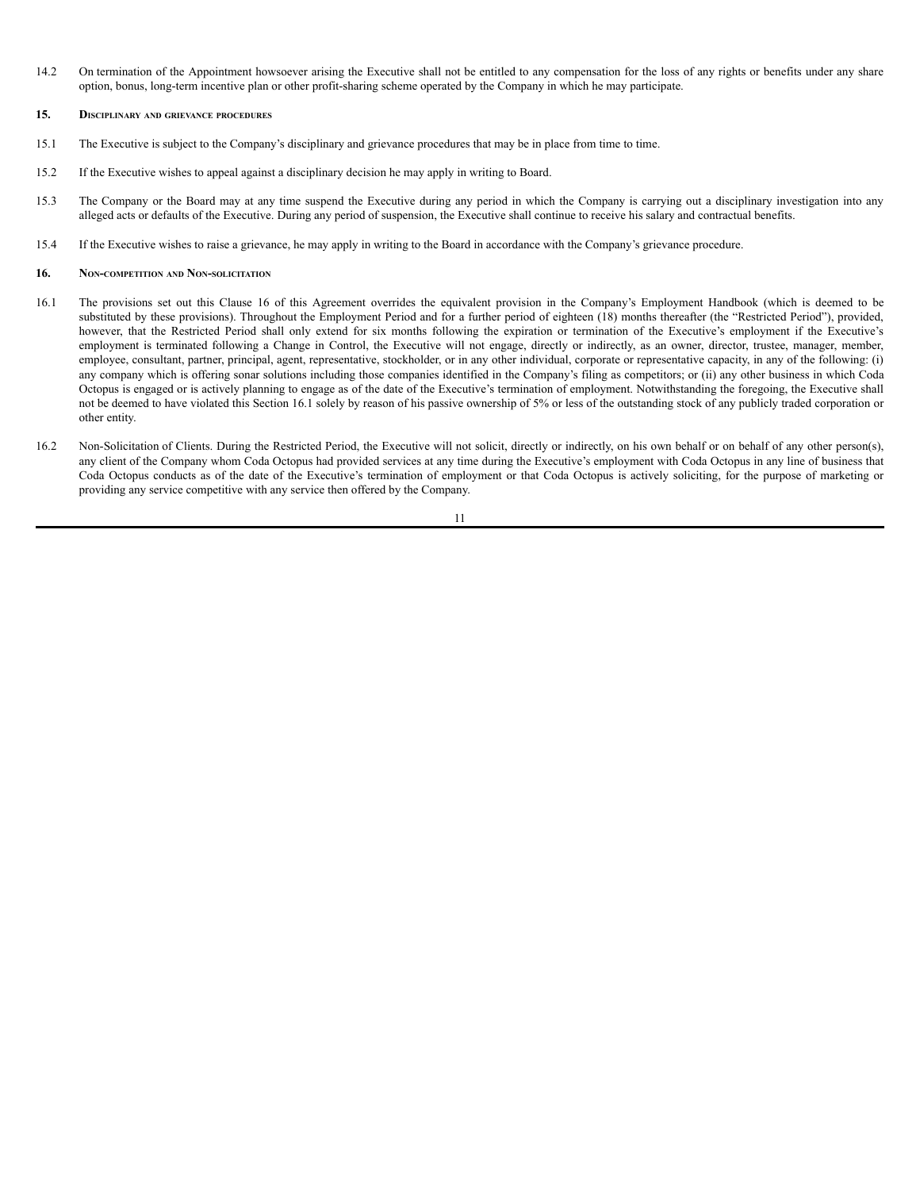14.2 On termination of the Appointment howsoever arising the Executive shall not be entitled to any compensation for the loss of any rights or benefits under any share option, bonus, long-term incentive plan or other profit-sharing scheme operated by the Company in which he may participate.

## 15. Disciplinary and grievance procedures

15.1 The Executive is subject to the Company's disciplinary and grievance procedures that may be in place from time to time.

15.2 If the Executive wishes to appeal against a disciplinary decision he may apply in writing to Board.

15.3 The Company or the Board may at any time suspend the Executive during any period in which the Company is carrying out a disciplinary investigation into any alleged acts or defaults of the Executive. During any period of suspension, the Executive shall continue to receive his salary and contractual benefits.

15.4 If the Executive wishes to raise a grievance, he may apply in writing to the Board in accordance with the Company's grievance procedure.

## 16. Non-competition and Non-solicitation

16.1 The provisions set out this Clause 16 of this Agreement overrides the equivalent provision in the Company's Employment Handbook (which is deemed to be substituted by these provisions). Throughout the Employment Period and for a further period of eighteen (18) months thereafter (the "Restricted Period"), provided, however, that the Restricted Period shall only extend for six months following the expiration or termination of the Executive's employment if the Executive's employment is terminated following a Change in Control, the Executive will not engage, directly or indirectly, as an owner, director, trustee, manager, member, employee, consultant, partner, principal, agent, representative, stockholder, or in any other individual, corporate or representative capacity, in any of the following: (i) any company which is offering sonar solutions including those companies identified in the Company's filing as competitors; or (ii) any other business in which Coda Octopus is engaged or is actively planning to engage as of the date of the Executive's termination of employment. Notwithstanding the foregoing, the Executive shall not be deemed to have violated this Section 16.1 solely by reason of his passive ownership of 5% or less of the outstanding stock of any publicly traded corporation or other entity.

16.2 Non-Solicitation of Clients. During the Restricted Period, the Executive will not solicit, directly or indirectly, on his own behalf or on behalf of any other person(s), any client of the Company whom Coda Octopus had provided services at any time during the Executive's employment with Coda Octopus in any line of business that Coda Octopus conducts as of the date of the Executive's termination of employment or that Coda Octopus is actively soliciting, for the purpose of marketing or providing any service competitive with any service then offered by the Company.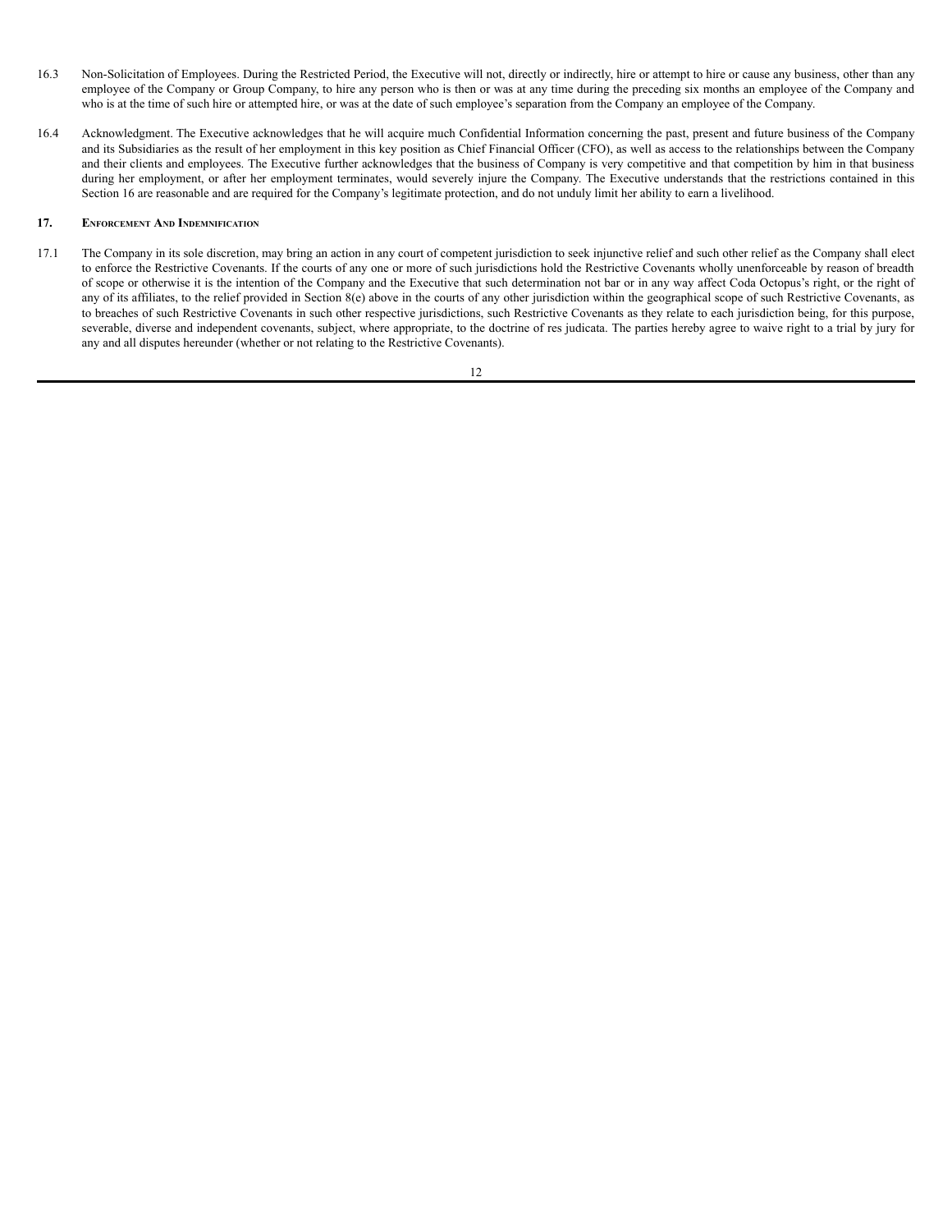16.3 Non-Solicitation of Employees. During the Restricted Period, the Executive will not, directly or indirectly, hire or attempt to hire or cause any business, other than any employee of the Company or Group Company, to hire any person who is then or was at any time during the preceding six months an employee of the Company and who is at the time of such hire or attempted hire, or was at the date of such employee's separation from the Company an employee of the Company.

16.4 Acknowledgment. The Executive acknowledges that he will acquire much Confidential Information concerning the past, present and future business of the Company and its Subsidiaries as the result of her employment in this key position as Chief Financial Officer (CFO), as well as access to the relationships between the Company and their clients and employees. The Executive further acknowledges that the business of Company is very competitive and that competition by him in that business during her employment, or after her employment terminates, would severely injure the Company. The Executive understands that the restrictions contained in this Section 16 are reasonable and are required for the Company's legitimate protection, and do not unduly limit her ability to earn a livelihood.

## 17. Enforcement And Indemnification

17.1 The Company in its sole discretion, may bring an action in any court of competent jurisdiction to seek injunctive relief and such other relief as the Company shall elect to enforce the Restrictive Covenants. If the courts of any one or more of such jurisdictions hold the Restrictive Covenants wholly unenforceable by reason of breadth of scope or otherwise it is the intention of the Company and the Executive that such determination not bar or in any way affect Coda Octopus's right, or the right of any of its affiliates, to the relief provided in Section 8(e) above in the courts of any other jurisdiction within the geographical scope of such Restrictive Covenants, as to breaches of such Restrictive Covenants in such other respective jurisdictions, such Restrictive Covenants as they relate to each jurisdiction being, for this purpose, severable, diverse and independent covenants, subject, where appropriate, to the doctrine of res judicata. The parties hereby agree to waive right to a trial by jury for any and all disputes hereunder (whether or not relating to the Restrictive Covenants).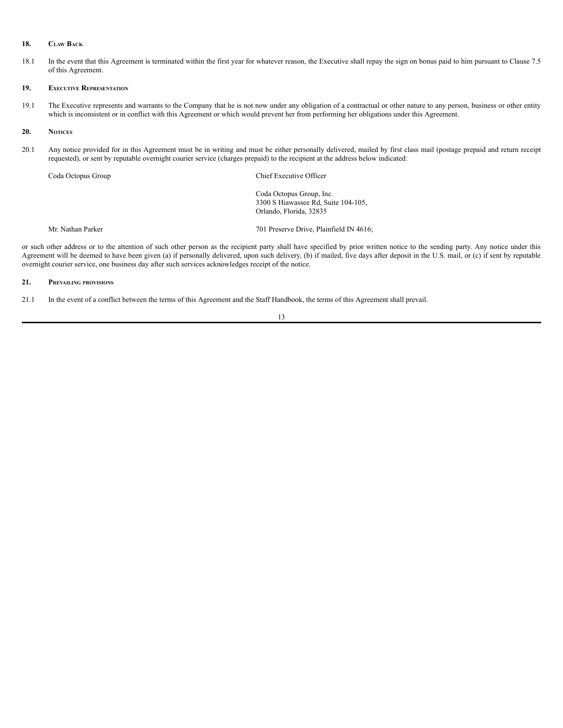## 18. Claw Back

18.1 In the event that this Agreement is terminated within the first year for whatever reason, the Executive shall repay the sign on bonus paid to him pursuant to Clause 7.5 of this Agreement.

## 19. Executive Representation

19.1 The Executive represents and warrants to the Company that he is not now under any obligation of a contractual or other nature to any person, business or other entity which is inconsistent or in conflict with this Agreement or which would prevent her from performing her obligations under this Agreement.

## 20. Notices

20.1 Any notice provided for in this Agreement must be in writing and must be either personally delivered, mailed by first class mail (postage prepaid and return receipt requested), or sent by reputable overnight courier service (charges prepaid) to the recipient at the address below indicated:

| | |
|---|---|
| Coda Octopus Group | Chief Executive Officer<br><br>Coda Octopus Group, Inc.<br>3300 S Hiawassee Rd, Suite 104-105,<br>Orlando, Florida, 32835 |
| Mr. Nathan Parker | 701 Preserve Drive, Plainfield IN 4616; |

or such other address or to the attention of such other person as the recipient party shall have specified by prior written notice to the sending party. Any notice under this Agreement will be deemed to have been given (a) if personally delivered, upon such delivery, (b) if mailed, five days after deposit in the U.S. mail, or (c) if sent by reputable overnight courier service, one business day after such services acknowledges receipt of the notice.

## 21. Prevailing provisions

21.1 In the event of a conflict between the terms of this Agreement and the Staff Handbook, the terms of this Agreement shall prevail.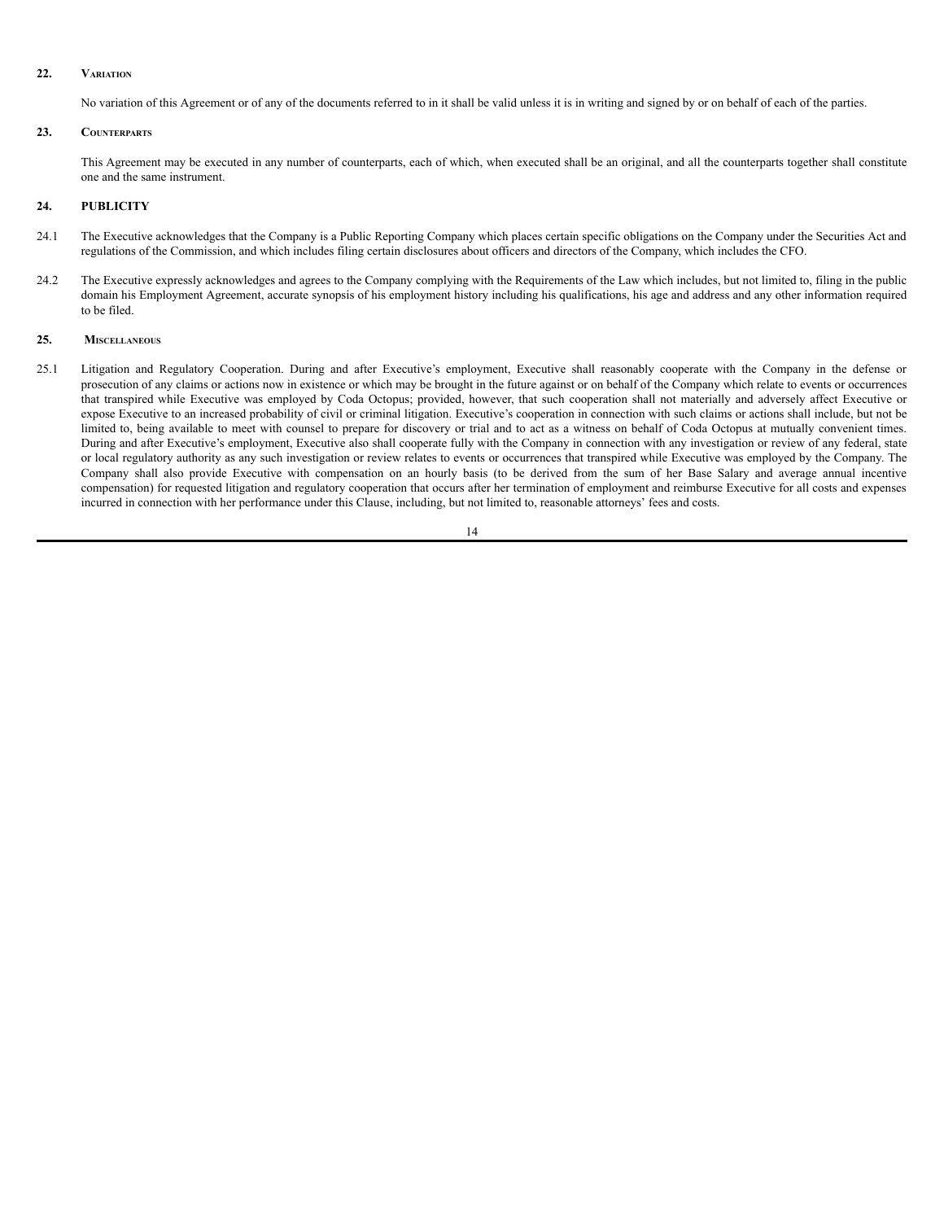## 22. Variation

No variation of this Agreement or of any of the documents referred to in it shall be valid unless it is in writing and signed by or on behalf of each of the parties.

## 23. Counterparts

This Agreement may be executed in any number of counterparts, each of which, when executed shall be an original, and all the counterparts together shall constitute one and the same instrument.

## 24. PUBLICITY

24.1 The Executive acknowledges that the Company is a Public Reporting Company which places certain specific obligations on the Company under the Securities Act and regulations of the Commission, and which includes filing certain disclosures about officers and directors of the Company, which includes the CFO.

24.2 The Executive expressly acknowledges and agrees to the Company complying with the Requirements of the Law which includes, but not limited to, filing in the public domain his Employment Agreement, accurate synopsis of his employment history including his qualifications, his age and address and any other information required to be filed.

## 25. Miscellaneous

25.1 Litigation and Regulatory Cooperation. During and after Executive's employment, Executive shall reasonably cooperate with the Company in the defense or prosecution of any claims or actions now in existence or which may be brought in the future against or on behalf of the Company which relate to events or occurrences that transpired while Executive was employed by Coda Octopus; provided, however, that such cooperation shall not materially and adversely affect Executive or expose Executive to an increased probability of civil or criminal litigation. Executive's cooperation in connection with such claims or actions shall include, but not be limited to, being available to meet with counsel to prepare for discovery or trial and to act as a witness on behalf of Coda Octopus at mutually convenient times. During and after Executive's employment, Executive also shall cooperate fully with the Company in connection with any investigation or review of any federal, state or local regulatory authority as any such investigation or review relates to events or occurrences that transpired while Executive was employed by the Company. The Company shall also provide Executive with compensation on an hourly basis (to be derived from the sum of her Base Salary and average annual incentive compensation) for requested litigation and regulatory cooperation that occurs after her termination of employment and reimburse Executive for all costs and expenses incurred in connection with her performance under this Clause, including, but not limited to, reasonable attorneys' fees and costs.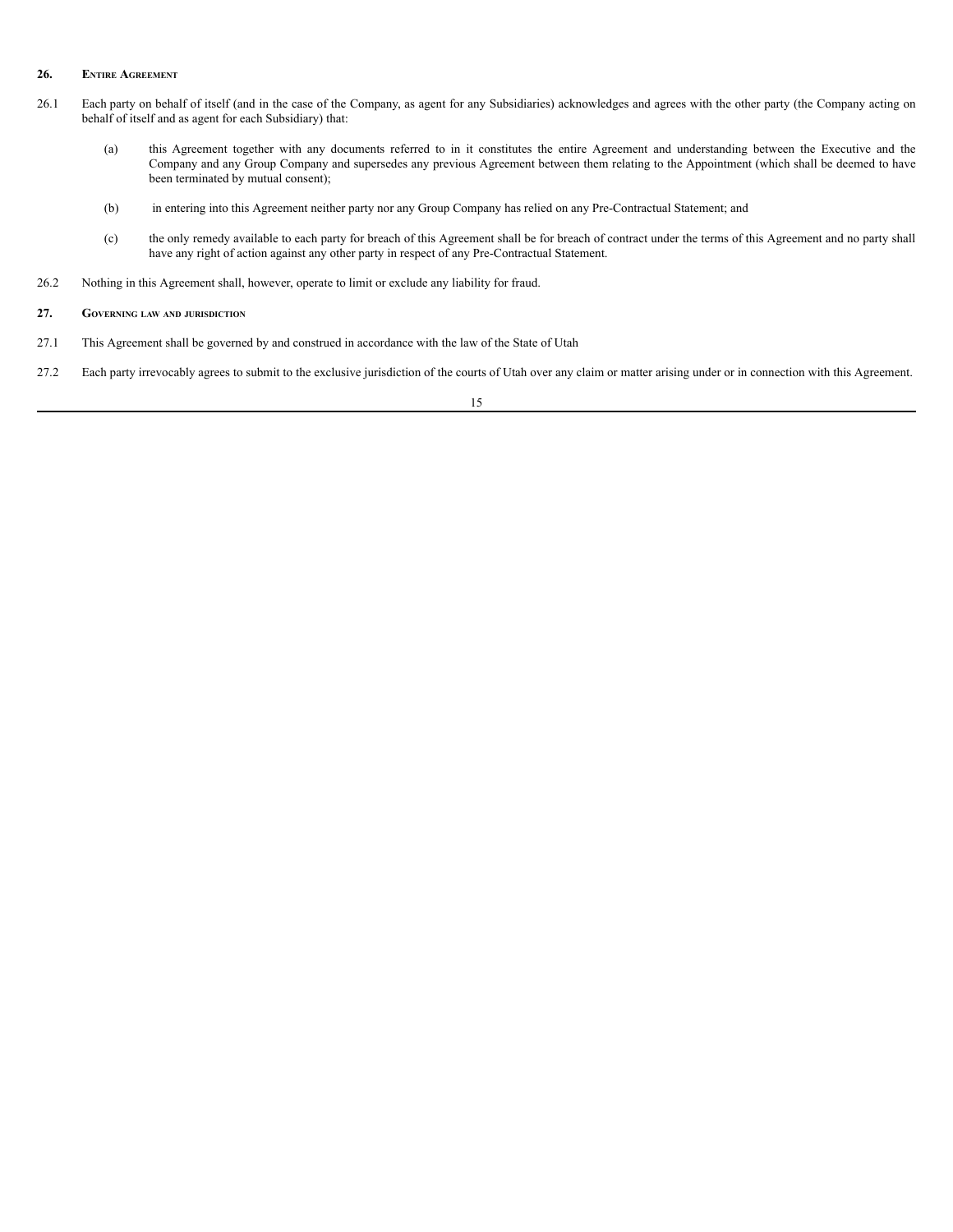## 26. Entire Agreement

26.1 Each party on behalf of itself (and in the case of the Company, as agent for any Subsidiaries) acknowledges and agrees with the other party (the Company acting on behalf of itself and as agent for each Subsidiary) that:

(a) this Agreement together with any documents referred to in it constitutes the entire Agreement and understanding between the Executive and the Company and any Group Company and supersedes any previous Agreement between them relating to the Appointment (which shall be deemed to have been terminated by mutual consent);

(b) in entering into this Agreement neither party nor any Group Company has relied on any Pre-Contractual Statement; and

(c) the only remedy available to each party for breach of this Agreement shall be for breach of contract under the terms of this Agreement and no party shall have any right of action against any other party in respect of any Pre-Contractual Statement.

26.2 Nothing in this Agreement shall, however, operate to limit or exclude any liability for fraud.

## 27. Governing law and jurisdiction

27.1 This Agreement shall be governed by and construed in accordance with the law of the State of Utah

27.2 Each party irrevocably agrees to submit to the exclusive jurisdiction of the courts of Utah over any claim or matter arising under or in connection with this Agreement.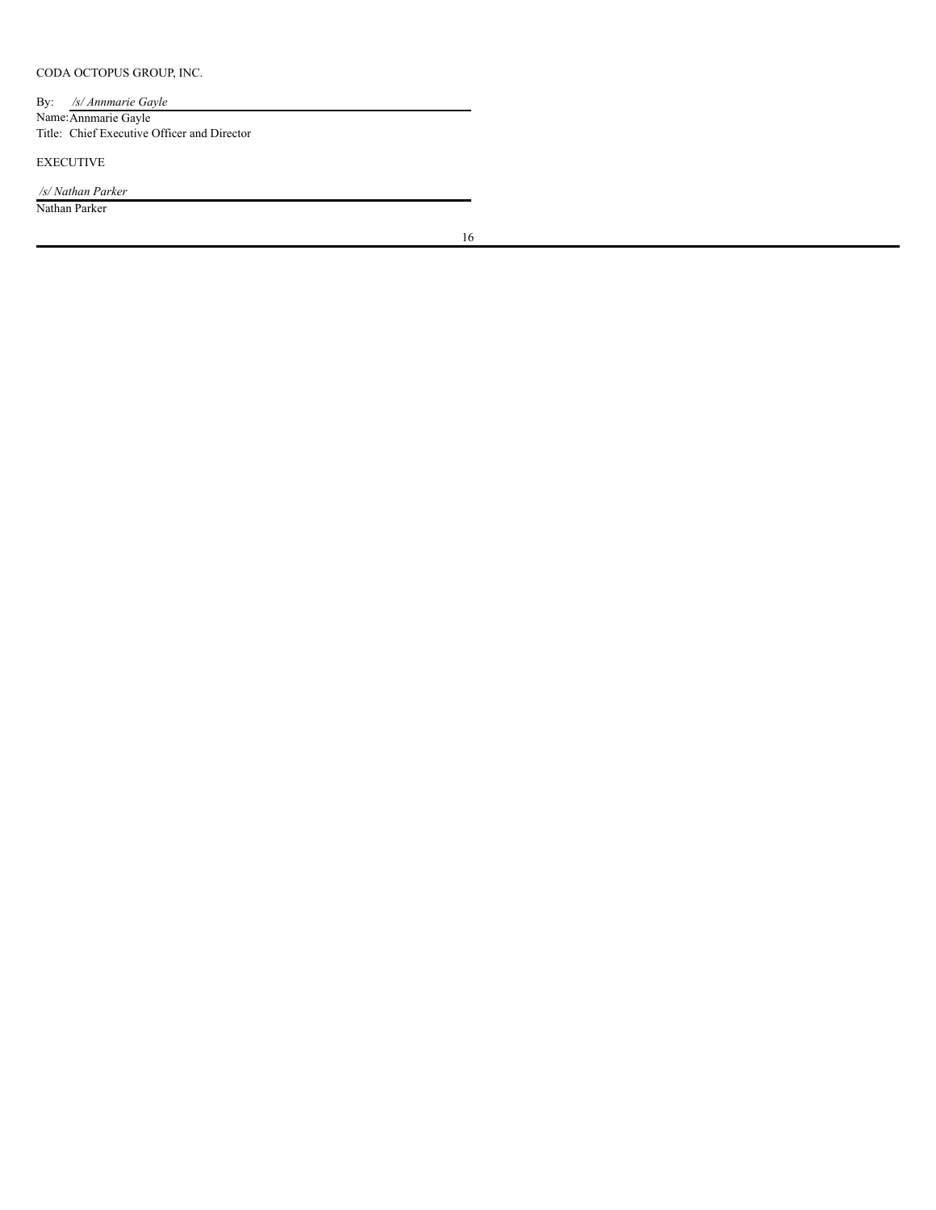CODA OCTOPUS GROUP, INC.

By: */s/ Annmarie Gayle*
Name: Annmarie Gayle
Title: Chief Executive Officer and Director

EXECUTIVE

*/s/ Nathan Parker*
Nathan Parker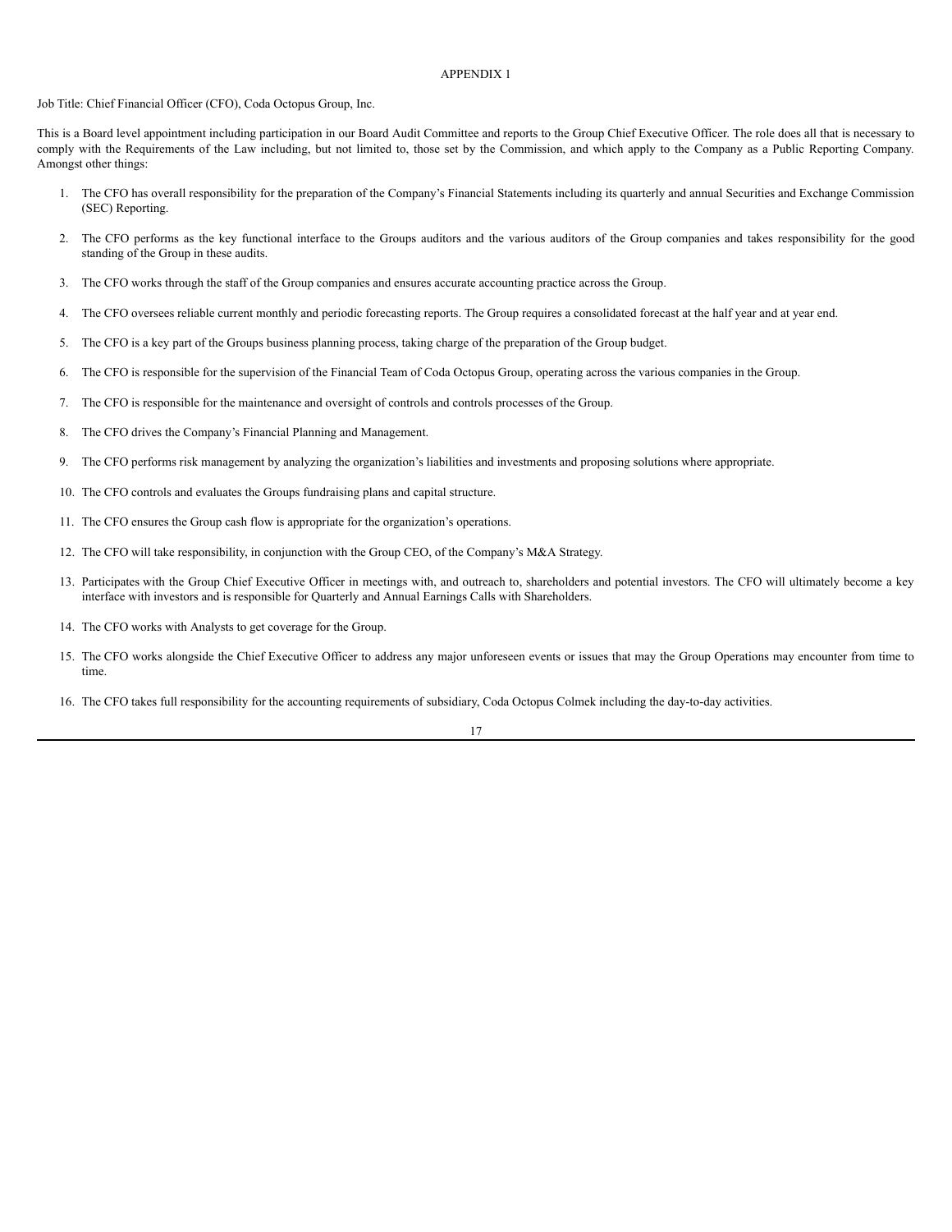# APPENDIX 1

Job Title: Chief Financial Officer (CFO), Coda Octopus Group, Inc.

This is a Board level appointment including participation in our Board Audit Committee and reports to the Group Chief Executive Officer. The role does all that is necessary to comply with the Requirements of the Law including, but not limited to, those set by the Commission, and which apply to the Company as a Public Reporting Company. Amongst other things:

1. The CFO has overall responsibility for the preparation of the Company's Financial Statements including its quarterly and annual Securities and Exchange Commission (SEC) Reporting.
2. The CFO performs as the key functional interface to the Groups auditors and the various auditors of the Group companies and takes responsibility for the good standing of the Group in these audits.
3. The CFO works through the staff of the Group companies and ensures accurate accounting practice across the Group.
4. The CFO oversees reliable current monthly and periodic forecasting reports. The Group requires a consolidated forecast at the half year and at year end.
5. The CFO is a key part of the Groups business planning process, taking charge of the preparation of the Group budget.
6. The CFO is responsible for the supervision of the Financial Team of Coda Octopus Group, operating across the various companies in the Group.
7. The CFO is responsible for the maintenance and oversight of controls and controls processes of the Group.
8. The CFO drives the Company's Financial Planning and Management.
9. The CFO performs risk management by analyzing the organization's liabilities and investments and proposing solutions where appropriate.
10. The CFO controls and evaluates the Groups fundraising plans and capital structure.
11. The CFO ensures the Group cash flow is appropriate for the organization's operations.
12. The CFO will take responsibility, in conjunction with the Group CEO, of the Company's M&A Strategy.
13. Participates with the Group Chief Executive Officer in meetings with, and outreach to, shareholders and potential investors. The CFO will ultimately become a key interface with investors and is responsible for Quarterly and Annual Earnings Calls with Shareholders.
14. The CFO works with Analysts to get coverage for the Group.
15. The CFO works alongside the Chief Executive Officer to address any major unforeseen events or issues that may the Group Operations may encounter from time to time.
16. The CFO takes full responsibility for the accounting requirements of subsidiary, Coda Octopus Colmek including the day-to-day activities.